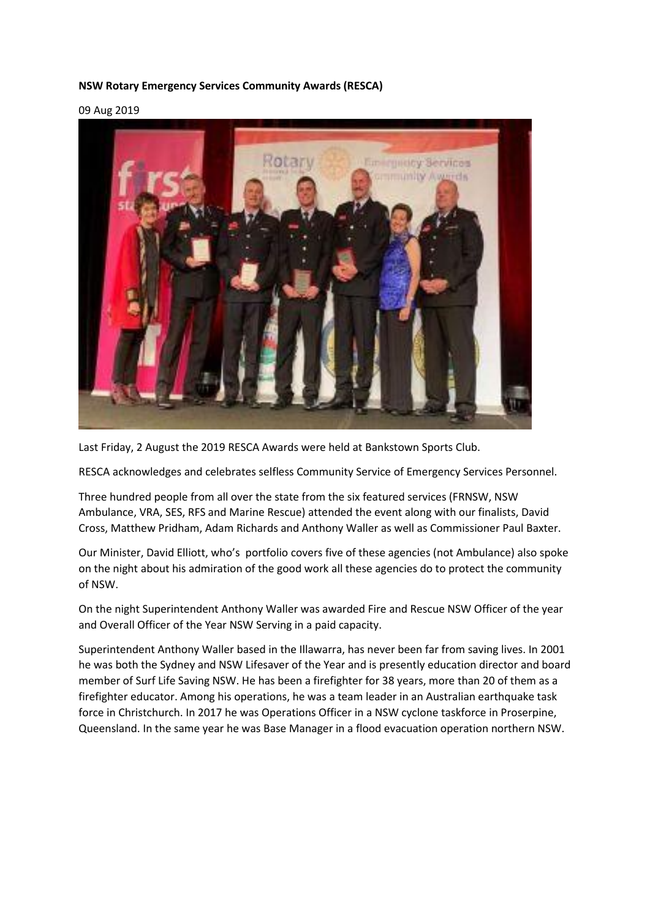**NSW Rotary Emergency Services Community Awards (RESCA)**

09 Aug 2019

Last Friday, 2 August the 2019 RESCA Awards were held at Bankstown Sports Club.

RESCA acknowledges and celebrates selfless Community Service of Emergency Services Personnel.

Three hundred people from all over the state from the six featured services (FRNSW, NSW Ambulance, VRA, SES, RFS and Marine Rescue) attended the event along with our finalists, David Cross, Matthew Pridham, Adam Richards and Anthony Waller as well as Commissioner Paul Baxter.

Our Minister, David Elliott, who's portfolio covers five of these agencies (not Ambulance) also spoke on the night about his admiration of the good work all these agencies do to protect the community of NSW.

On the night Superintendent Anthony Waller was awarded Fire and Rescue NSW Officer of the year and Overall Officer of the Year NSW Serving in a paid capacity.

Superintendent Anthony Waller based in the Illawarra, has never been far from saving lives. In 2001 he was both the Sydney and NSW Lifesaver of the Year and is presently education director and board member of Surf Life Saving NSW. He has been a firefighter for 38 years, more than 20 of them as a firefighter educator. Among his operations, he was a team leader in an Australian earthquake task force in Christchurch. In 2017 he was Operations Officer in a NSW cyclone taskforce in Proserpine, Queensland. In the same year he was Base Manager in a flood evacuation operation northern NSW.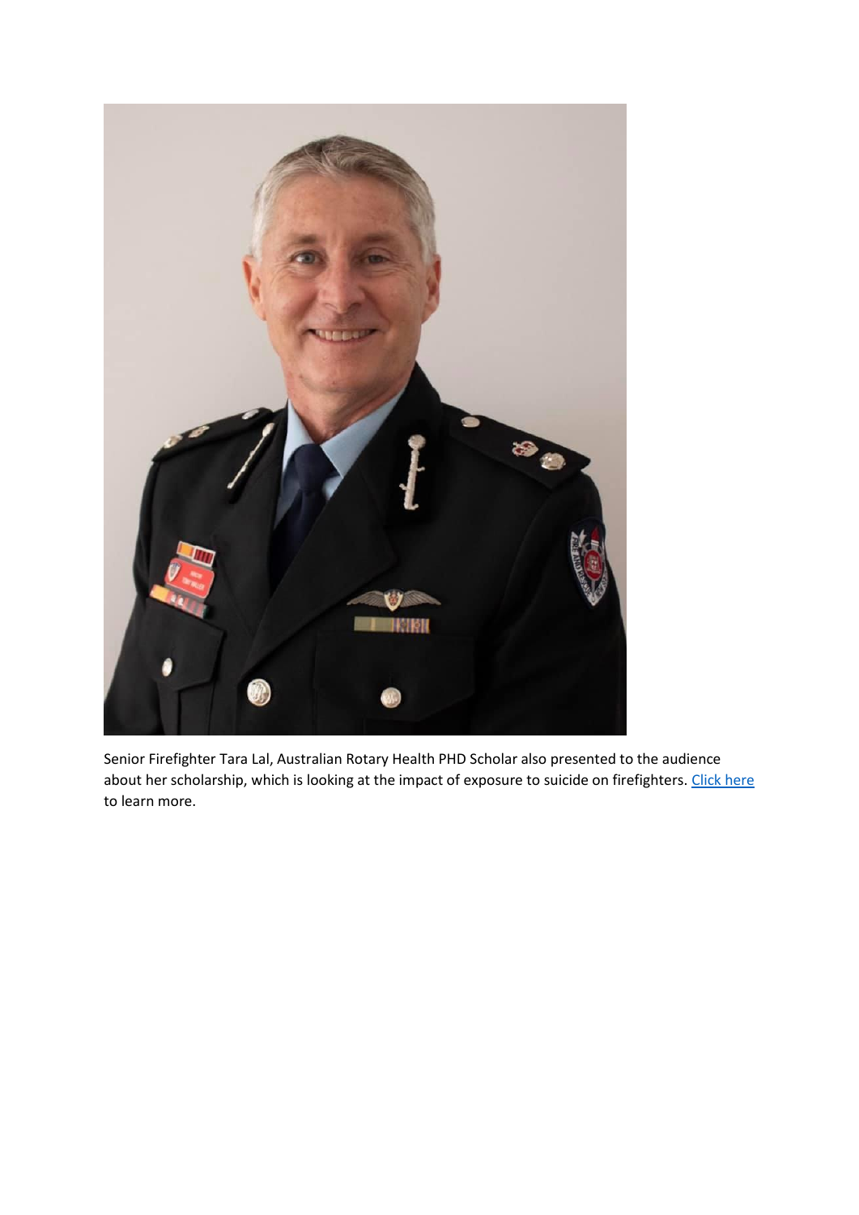Senior Firefighter Tara Lal, Australian Rotary Health PHD Scholar also presented to the audience about her scholarship, which is looking at the impact of exposure to suicide on firefighters. Click here to learn more.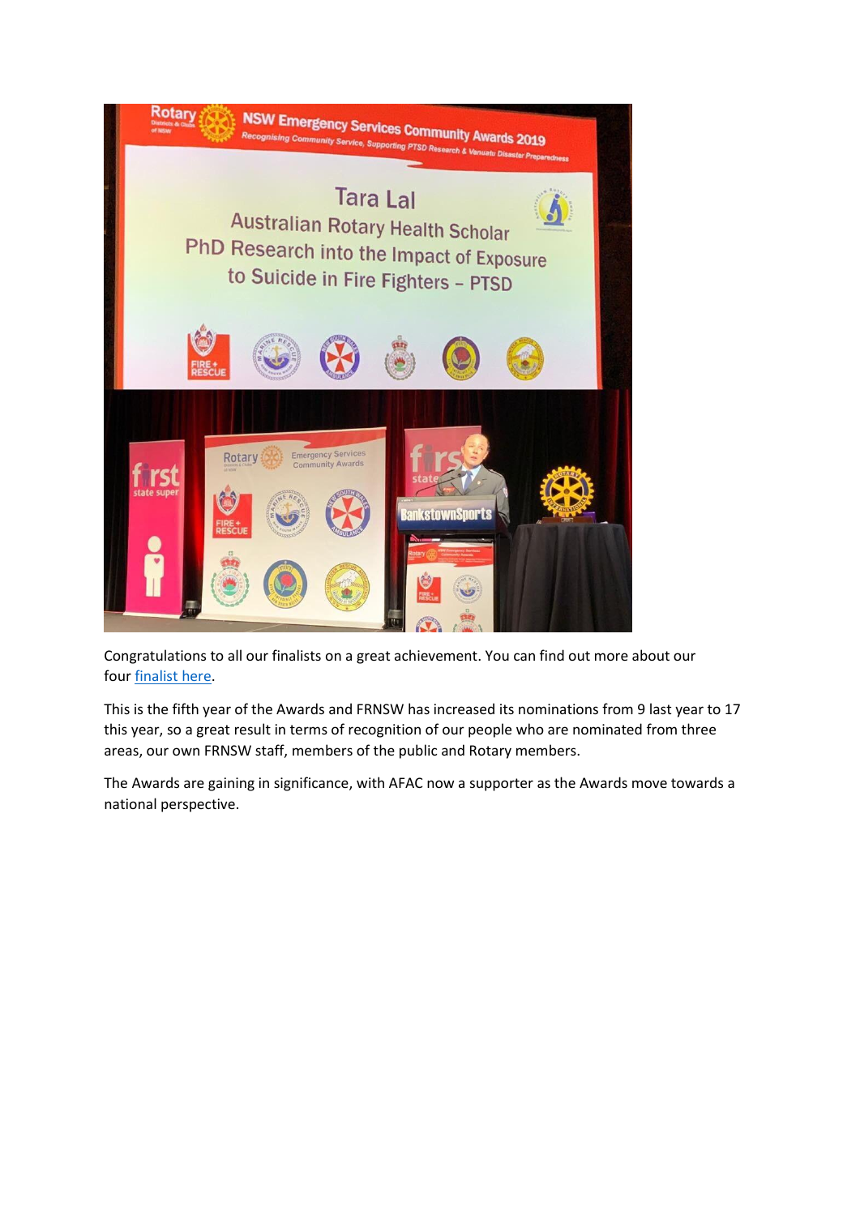Congratulations to all our finalists on a great achievement. You can find out more about our four [finalist here](#).

This is the fifth year of the Awards and FRNSW has increased its nominations from 9 last year to 17 this year, so a great result in terms of recognition of our people who are nominated from three areas, our own FRNSW staff, members of the public and Rotary members.

The Awards are gaining in significance, with AFAC now a supporter as the Awards move towards a national perspective.